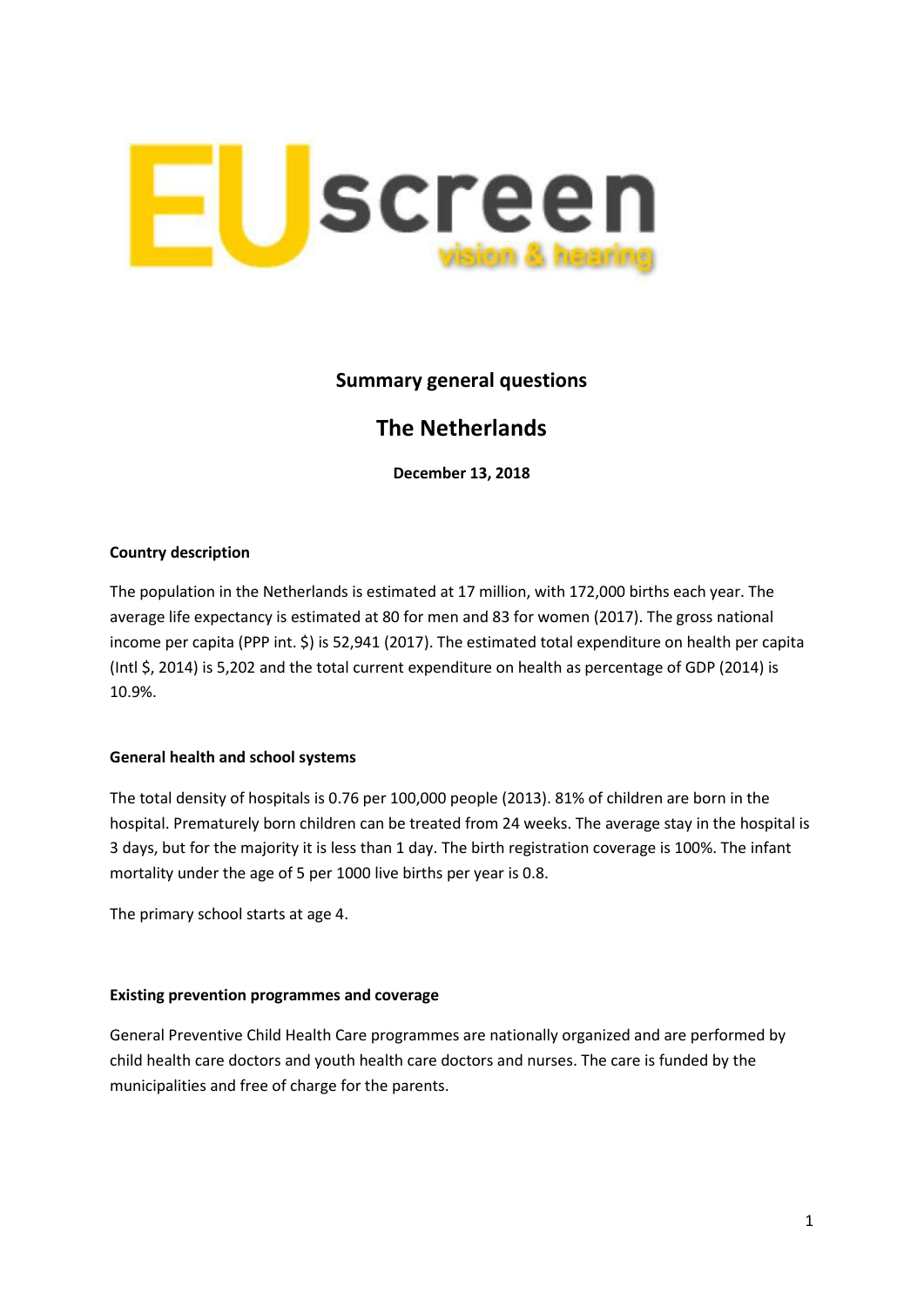# Summary general questions

## The Netherlands

**December 13, 2018**

### Country description

The population in the Netherlands is estimated at 17 million, with 172,000 births each year. The average life expectancy is estimated at 80 for men and 83 for women (2017). The gross national income per capita (PPP int. $) is 52,941 (2017). The estimated total expenditure on health per capita (Intl $, 2014) is 5,202 and the total current expenditure on health as percentage of GDP (2014) is 10.9%.

### General health and school systems

The total density of hospitals is 0.76 per 100,000 people (2013). 81% of children are born in the hospital. Prematurely born children can be treated from 24 weeks. The average stay in the hospital is 3 days, but for the majority it is less than 1 day. The birth registration coverage is 100%. The infant mortality under the age of 5 per 1000 live births per year is 0.8.

The primary school starts at age 4.

### Existing prevention programmes and coverage

General Preventive Child Health Care programmes are nationally organized and are performed by child health care doctors and youth health care doctors and nurses. The care is funded by the municipalities and free of charge for the parents.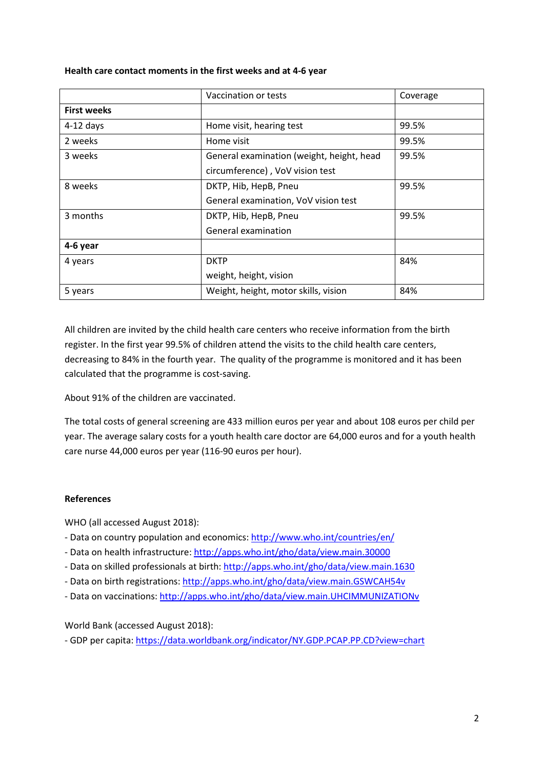**Health care contact moments in the first weeks and at 4-6 year**

| | Vaccination or tests | Coverage |
|---|---|---|
| **First weeks** | | |
| 4-12 days | Home visit, hearing test | 99.5% |
| 2 weeks | Home visit | 99.5% |
| 3 weeks | General examination (weight, height, head circumference) , VoV vision test | 99.5% |
| 8 weeks | DKTP, Hib, HepB, Pneu<br>General examination, VoV vision test | 99.5% |
| 3 months | DKTP, Hib, HepB, Pneu<br>General examination | 99.5% |
| **4-6 year** | | |
| 4 years | DKTP<br>weight, height, vision | 84% |
| 5 years | Weight, height, motor skills, vision | 84% |

All children are invited by the child health care centers who receive information from the birth register. In the first year 99.5% of children attend the visits to the child health care centers, decreasing to 84% in the fourth year. The quality of the programme is monitored and it has been calculated that the programme is cost-saving.

About 91% of the children are vaccinated.

The total costs of general screening are 433 million euros per year and about 108 euros per child per year. The average salary costs for a youth health care doctor are 64,000 euros and for a youth health care nurse 44,000 euros per year (116-90 euros per hour).

**References**

WHO (all accessed August 2018):
- Data on country population and economics: http://www.who.int/countries/en/
- Data on health infrastructure: http://apps.who.int/gho/data/view.main.30000
- Data on skilled professionals at birth: http://apps.who.int/gho/data/view.main.1630
- Data on birth registrations: http://apps.who.int/gho/data/view.main.GSWCAH54v
- Data on vaccinations: http://apps.who.int/gho/data/view.main.UHCIMMUNIZATIONv

World Bank (accessed August 2018):
- GDP per capita: https://data.worldbank.org/indicator/NY.GDP.PCAP.PP.CD?view=chart